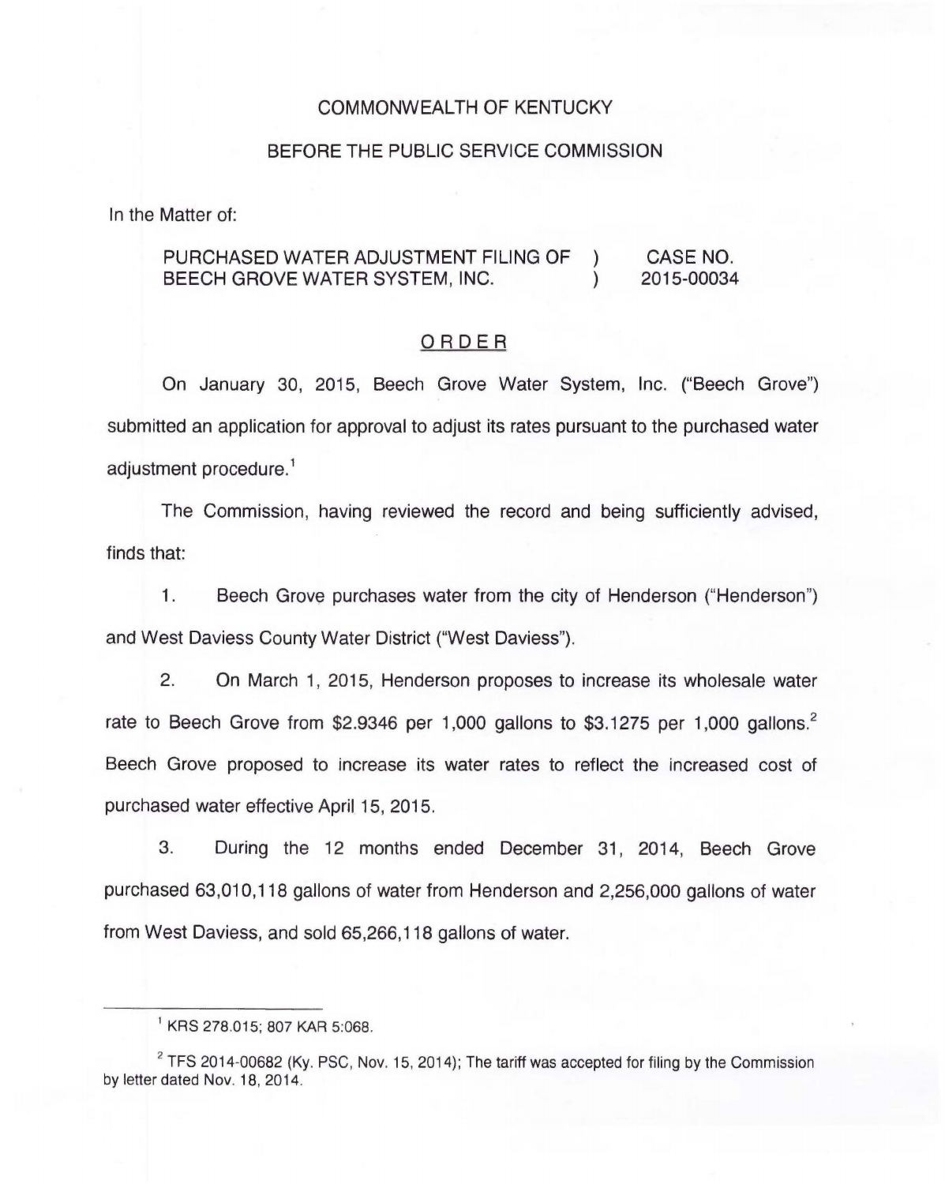COMMONWEALTH OF KENTUCKY

BEFORE THE PUBLIC SERVICE COMMISSION

In the Matter of:

PURCHASED WATER ADJUSTMENT FILING OF BEECH GROVE WATER SYSTEM, INC. ) CASE NO. 2015-00034

ORDER

On January 30, 2015, Beech Grove Water System, Inc. ("Beech Grove") submitted an application for approval to adjust its rates pursuant to the purchased water adjustment procedure.[1]

The Commission, having reviewed the record and being sufficiently advised, finds that:

1. Beech Grove purchases water from the city of Henderson ("Henderson") and West Daviess County Water District ("West Daviess").

2. On March 1, 2015, Henderson proposes to increase its wholesale water rate to Beech Grove from $2.9346 per 1,000 gallons to $3.1275 per 1,000 gallons.[2] Beech Grove proposed to increase its water rates to reflect the increased cost of purchased water effective April 15, 2015.

3. During the 12 months ended December 31, 2014, Beech Grove purchased 63,010,118 gallons of water from Henderson and 2,256,000 gallons of water from West Daviess, and sold 65,266,118 gallons of water.

[1] KRS 278.015; 807 KAR 5:068.

[2] TFS 2014-00682 (Ky. PSC, Nov. 15, 2014); The tariff was accepted for filing by the Commission by letter dated Nov. 18, 2014.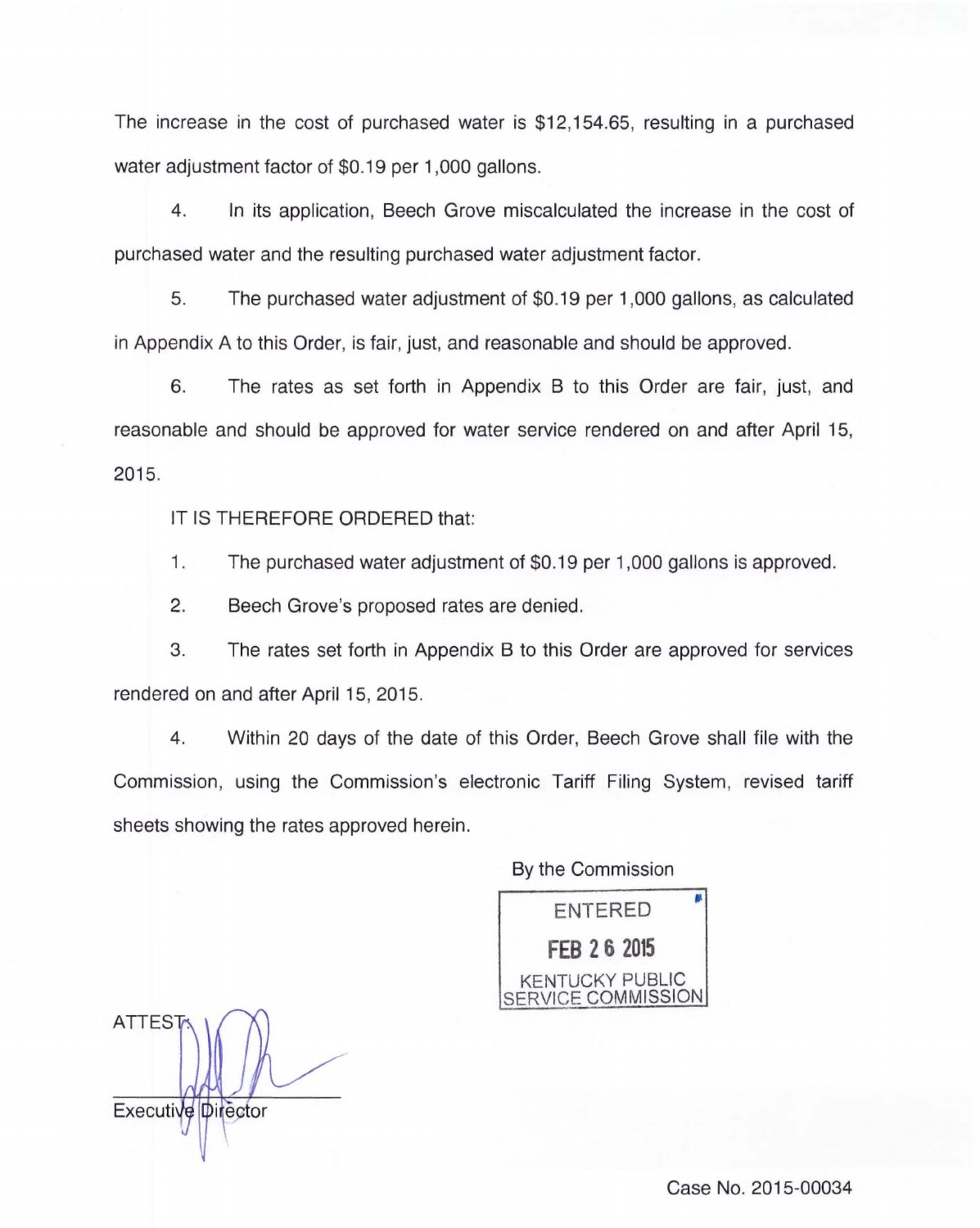The increase in the cost of purchased water is $12,154.65, resulting in a purchased water adjustment factor of $0.19 per 1,000 gallons.

4. In its application, Beech Grove miscalculated the increase in the cost of purchased water and the resulting purchased water adjustment factor.

5. The purchased water adjustment of $0.19 per 1,000 gallons, as calculated in Appendix A to this Order, is fair, just, and reasonable and should be approved.

6. The rates as set forth in Appendix B to this Order are fair, just, and reasonable and should be approved for water service rendered on and after April 15, 2015.

IT IS THEREFORE ORDERED that:

1. The purchased water adjustment of $0.19 per 1,000 gallons is approved.

2. Beech Grove's proposed rates are denied.

3. The rates set forth in Appendix B to this Order are approved for services rendered on and after April 15, 2015.

4. Within 20 days of the date of this Order, Beech Grove shall file with the Commission, using the Commission's electronic Tariff Filing System, revised tariff sheets showing the rates approved herein.

By the Commission

ENTERED
FEB 26 2015
KENTUCKY PUBLIC SERVICE COMMISSION

ATTEST:

Executive Director

Case No. 2015-00034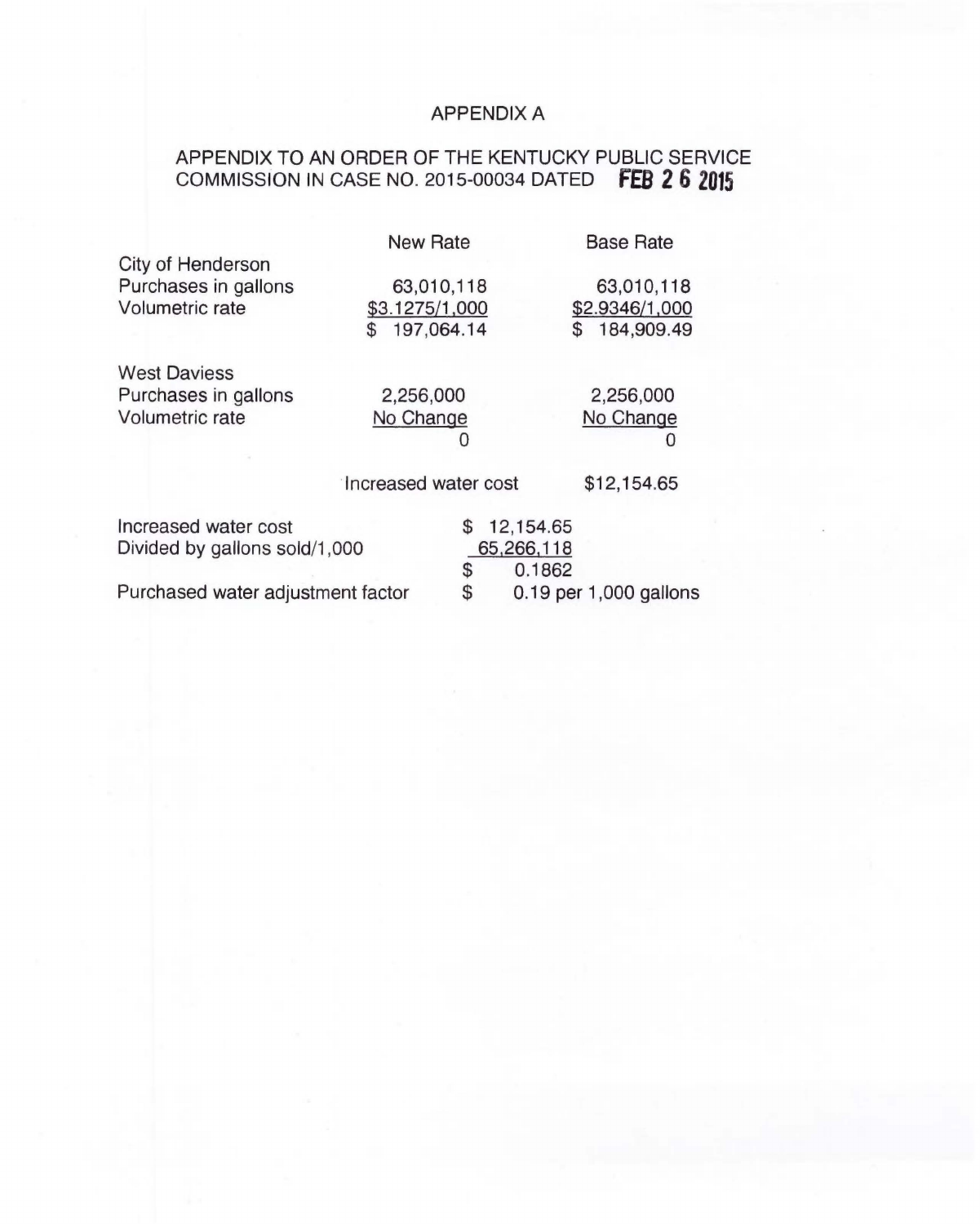# APPENDIX A

## APPENDIX TO AN ORDER OF THE KENTUCKY PUBLIC SERVICE COMMISSION IN CASE NO. 2015-00034 DATED FEB 2 6 2015

| | New Rate | Base Rate |
|---|---|---|
| City of Henderson | | |
| Purchases in gallons | 63,010,118 | 63,010,118 |
| Volumetric rate | $3.1275/1,000 | $2.9346/1,000 |
| | $ 197,064.14 | $ 184,909.49 |
| West Daviess | | |
| Purchases in gallons | 2,256,000 | 2,256,000 |
| Volumetric rate | No Change | No Change |
| | 0 | 0 |
| | Increased water cost | $12,154.65 |

| | |
|---|---|
| Increased water cost | $ 12,154.65 |
| Divided by gallons sold/1,000 | 65,266,118 |
| | $ 0.1862 |
| Purchased water adjustment factor | $ 0.19 per 1,000 gallons |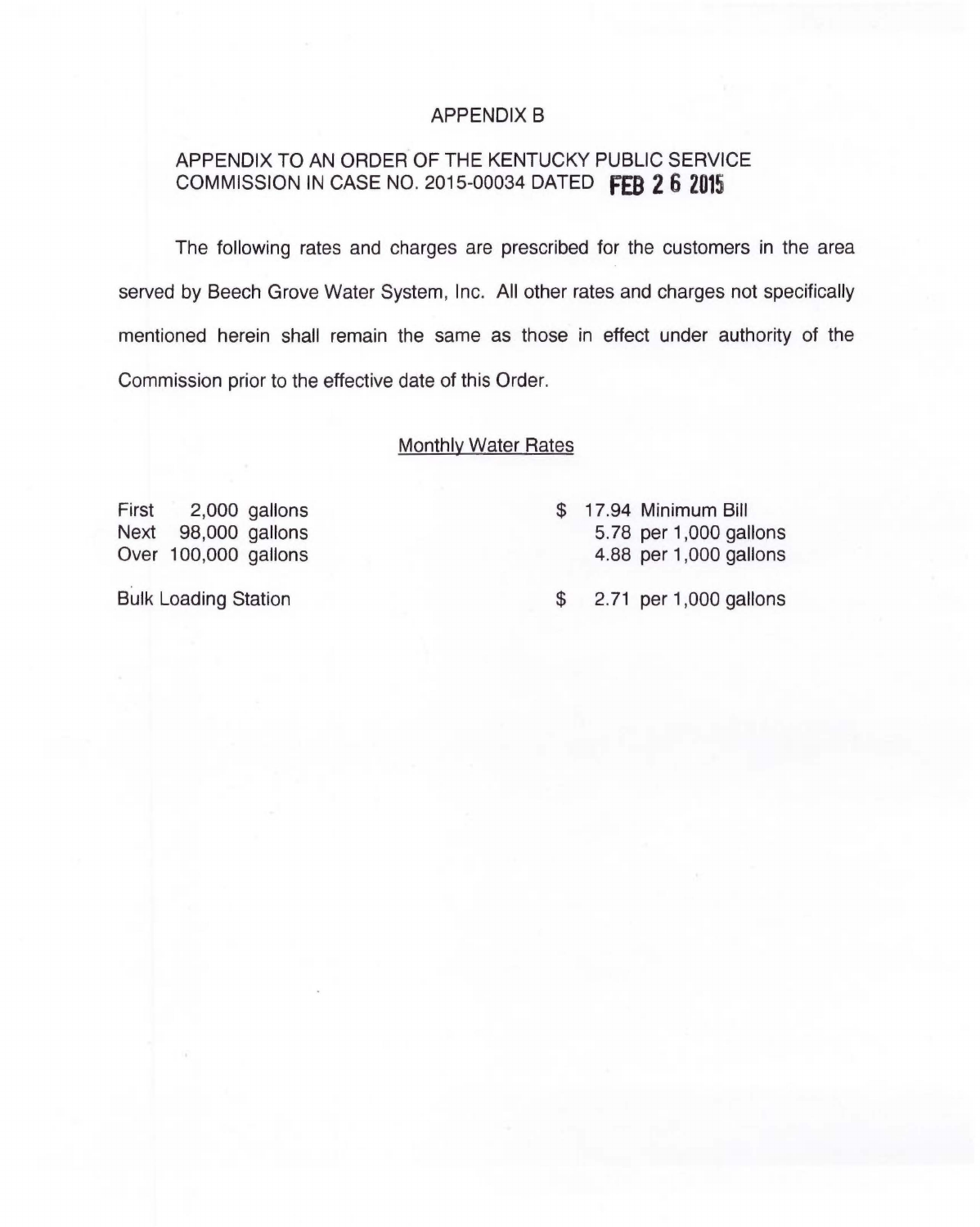APPENDIX B

APPENDIX TO AN ORDER OF THE KENTUCKY PUBLIC SERVICE COMMISSION IN CASE NO. 2015-00034 DATED FEB 26 2015

The following rates and charges are prescribed for the customers in the area served by Beech Grove Water System, Inc. All other rates and charges not specifically mentioned herein shall remain the same as those in effect under authority of the Commission prior to the effective date of this Order.

Monthly Water Rates

| | |
|---|---|
| First 2,000 gallons | $ 17.94 Minimum Bill |
| Next 98,000 gallons | 5.78 per 1,000 gallons |
| Over 100,000 gallons | 4.88 per 1,000 gallons |
| Bulk Loading Station | $ 2.71 per 1,000 gallons |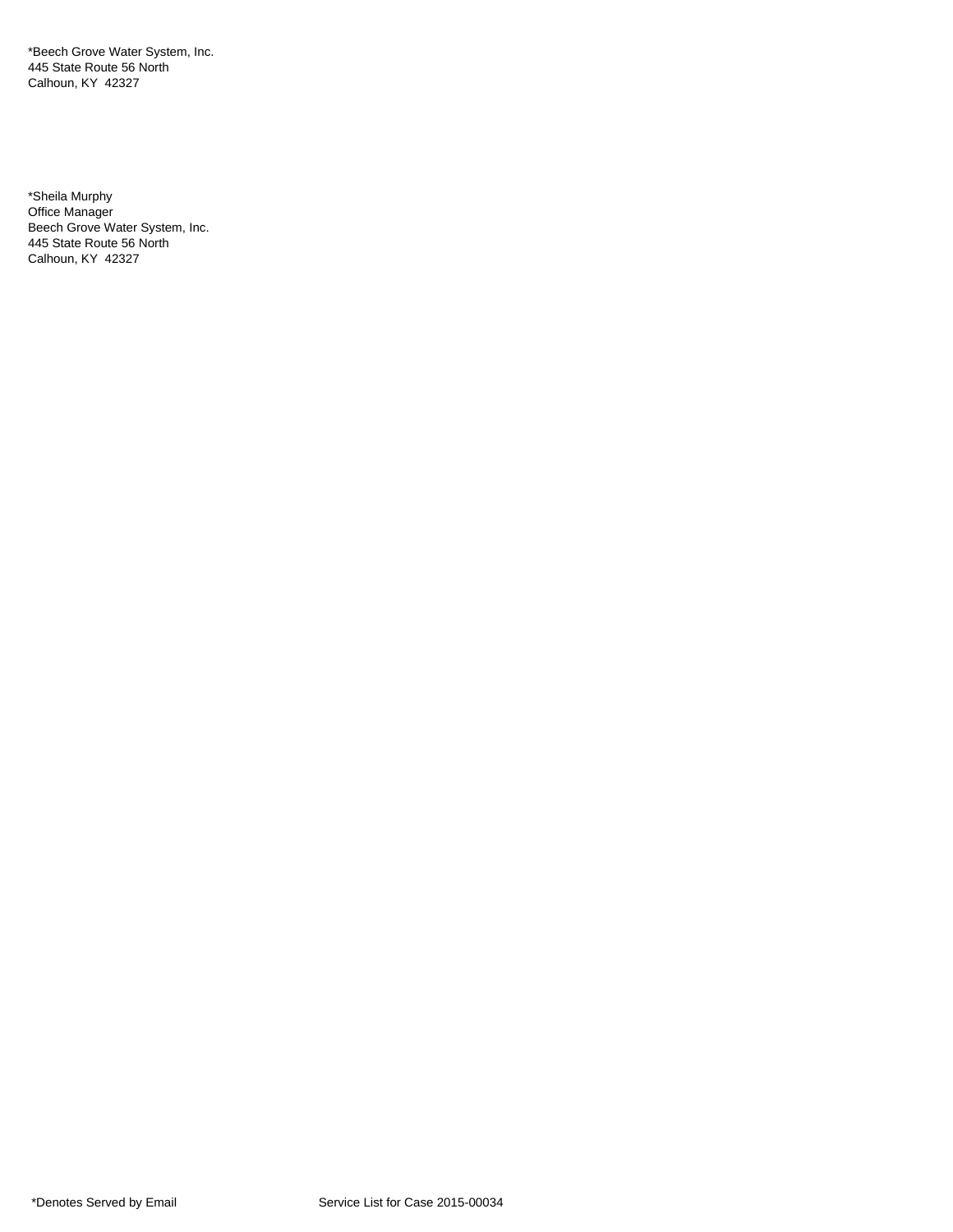*Beech Grove Water System, Inc.
445 State Route 56 North
Calhoun, KY  42327

*Sheila Murphy
Office Manager
Beech Grove Water System, Inc.
445 State Route 56 North
Calhoun, KY  42327

*Denotes Served by Email

Service List for Case 2015-00034